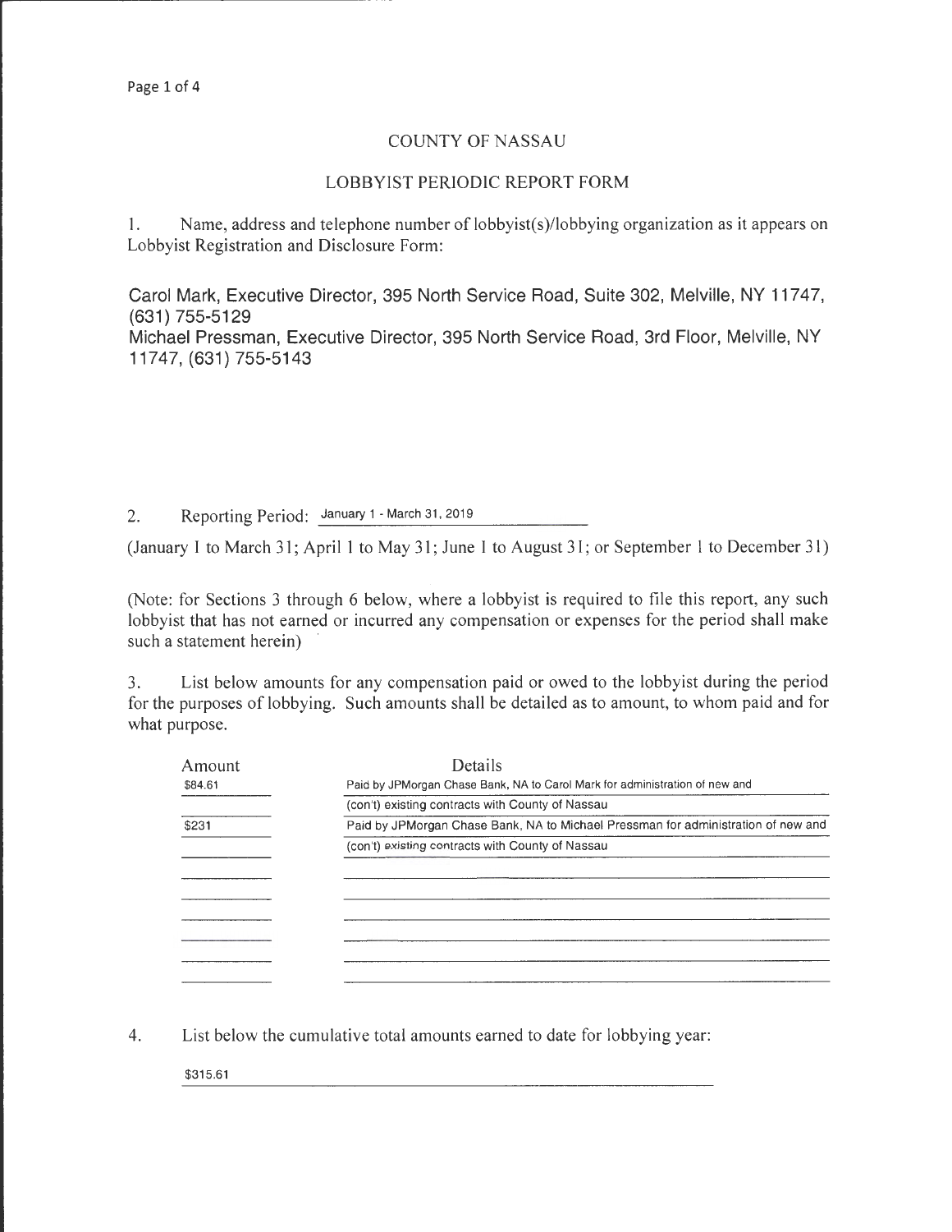# COUNTY OF NASSAU

## LOBBYIST PERIODIC REPORT FORM

1. Name, address and telephone number of lobbyist(s)/lobbying organization as it appears on Lobbyist Registration and Disclosure Form:

Carol Mark, Executive Director, 395 North Service Road, Suite 302, Melville, NY 11747, (631) 755-5129
Michael Pressman, Executive Director, 395 North Service Road, 3rd Floor, Melville, NY 11747, (631) 755-5143

2. Reporting Period: January 1 - March 31, 2019

(January 1 to March 31; April 1 to May 31; June 1 to August 31; or September 1 to December 31)

(Note: for Sections 3 through 6 below, where a lobbyist is required to file this report, any such lobbyist that has not earned or incurred any compensation or expenses for the period shall make such a statement herein)

3. List below amounts for any compensation paid or owed to the lobbyist during the period for the purposes of lobbying. Such amounts shall be detailed as to amount, to whom paid and for what purpose.

| Amount | Details |
|---|---|
| $84.61 | Paid by JPMorgan Chase Bank, NA to Carol Mark for administration of new and |
| | (con't) existing contracts with County of Nassau |
| $231 | Paid by JPMorgan Chase Bank, NA to Michael Pressman for administration of new and |
| | (con't) existing contracts with County of Nassau |

4. List below the cumulative total amounts earned to date for lobbying year:

$315.61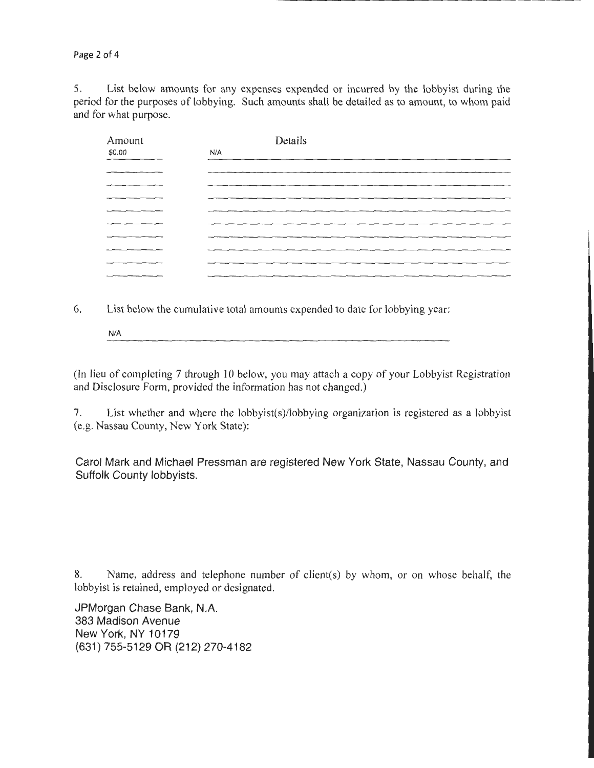5. List below amounts for any expenses expended or incurred by the lobbyist during the period for the purposes of lobbying. Such amounts shall be detailed as to amount, to whom paid and for what purpose.

| Amount | Details |
|---|---|
| $0.00 | N/A |
| | |
| | |
| | |
| | |
| | |
| | |
| | |
| | |
| | |

6. List below the cumulative total amounts expended to date for lobbying year:

N/A

(In lieu of completing 7 through 10 below, you may attach a copy of your Lobbyist Registration and Disclosure Form, provided the information has not changed.)

7. List whether and where the lobbyist(s)/lobbying organization is registered as a lobbyist (e.g. Nassau County, New York State):

Carol Mark and Michael Pressman are registered New York State, Nassau County, and Suffolk County lobbyists.

8. Name, address and telephone number of client(s) by whom, or on whose behalf, the lobbyist is retained, employed or designated.

JPMorgan Chase Bank, N.A.
383 Madison Avenue
New York, NY 10179
(631) 755-5129 OR (212) 270-4182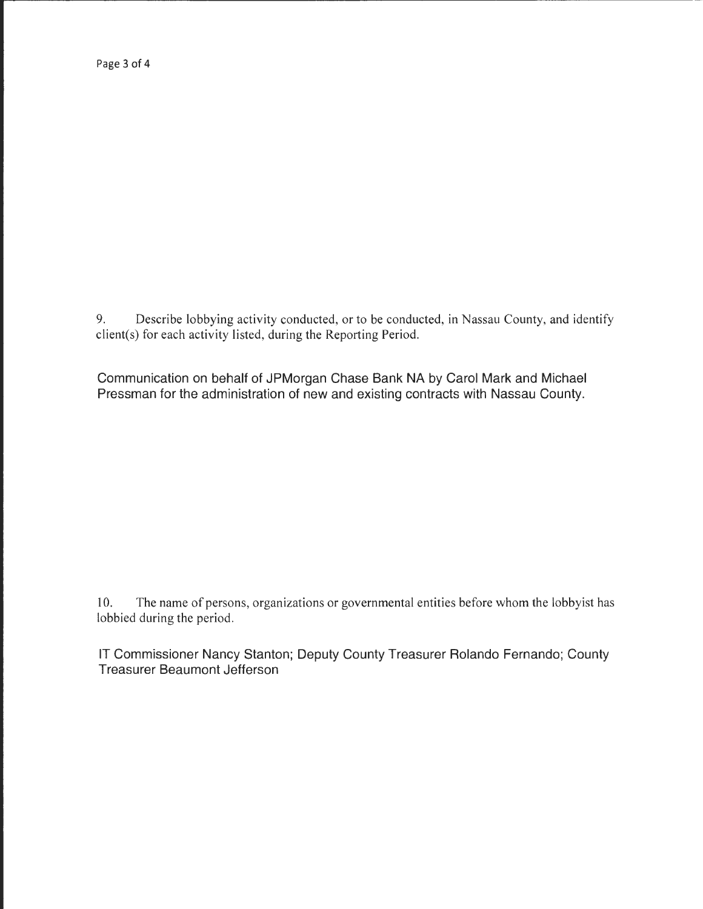9. Describe lobbying activity conducted, or to be conducted, in Nassau County, and identify client(s) for each activity listed, during the Reporting Period.

Communication on behalf of JPMorgan Chase Bank NA by Carol Mark and Michael Pressman for the administration of new and existing contracts with Nassau County.

10. The name of persons, organizations or governmental entities before whom the lobbyist has lobbied during the period.

IT Commissioner Nancy Stanton; Deputy County Treasurer Rolando Fernando; County Treasurer Beaumont Jefferson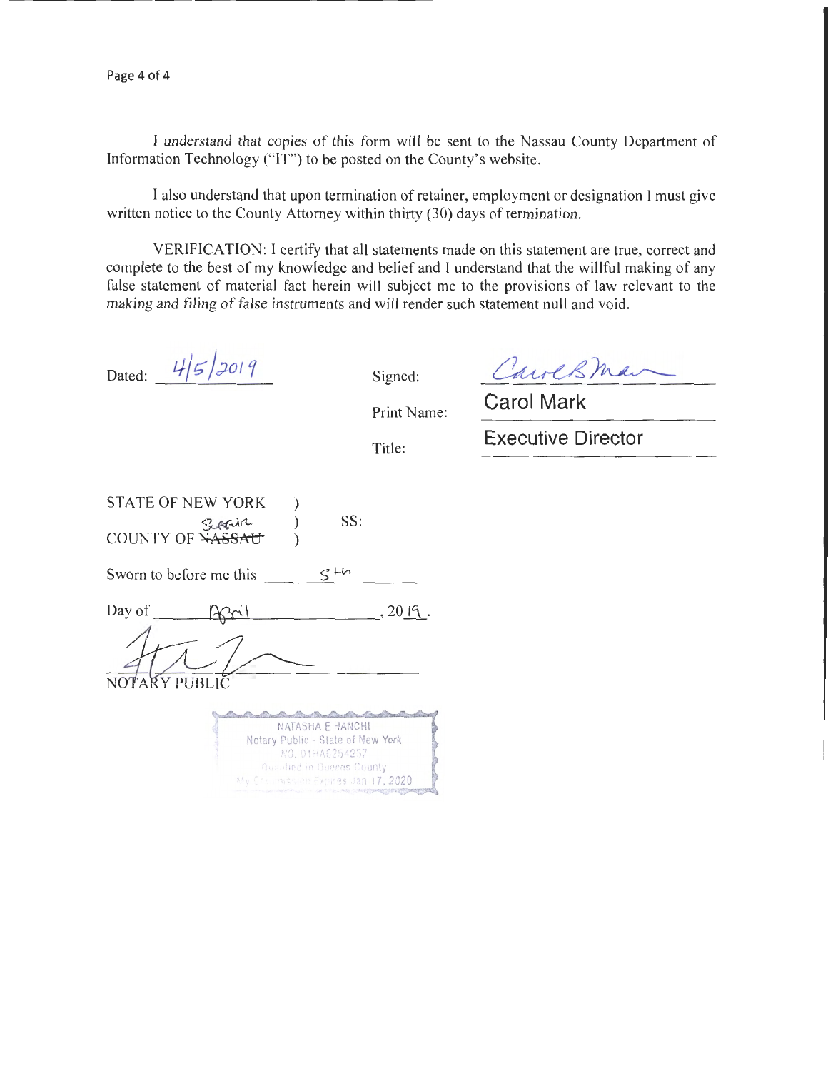I understand that copies of this form will be sent to the Nassau County Department of Information Technology ("IT") to be posted on the County's website.

I also understand that upon termination of retainer, employment or designation I must give written notice to the County Attorney within thirty (30) days of termination.

VERIFICATION: I certify that all statements made on this statement are true, correct and complete to the best of my knowledge and belief and I understand that the willful making of any false statement of material fact herein will subject me to the provisions of law relevant to the making and filing of false instruments and will render such statement null and void.

Dated: 4/5/2019

Signed: Carol B Mark

Print Name: Carol Mark

Title: Executive Director

STATE OF NEW YORK )
) SS:
COUNTY OF ~~NASSAU~~ Suffolk )

Sworn to before me this 5th

Day of April, 2019.

NOTARY PUBLIC

NATASHA E HANCHI
Notary Public - State of New York
NO. 01HA6254257
Qualified in Queens County
My Commission Expires Jan 17, 2020